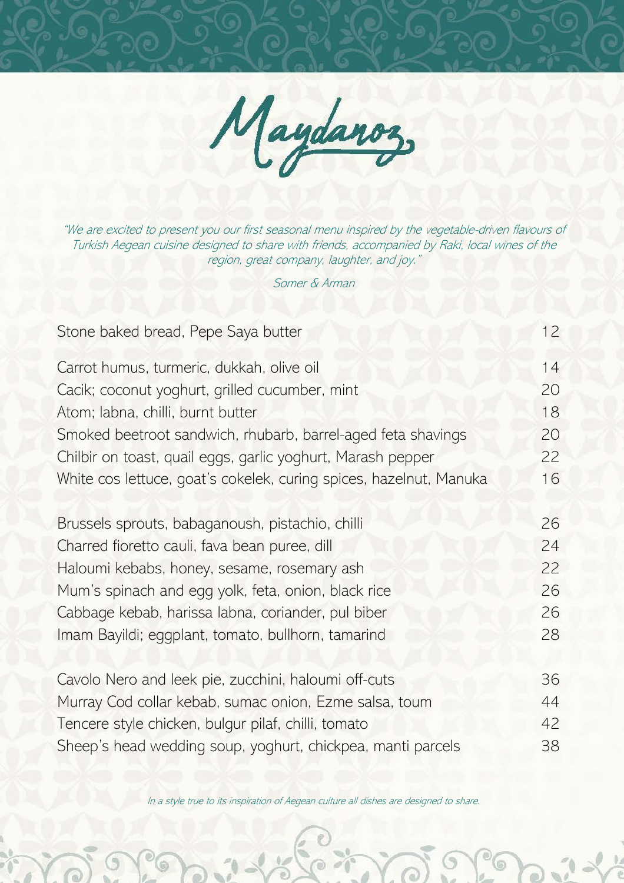# Maydanoz

*"We are excited to present you our first seasonal menu inspired by the vegetable-driven flavours of Turkish Aegean cuisine designed to share with friends, accompanied by Raki, local wines of the region, great company, laughter, and joy."*

*Somer & Arman*

| | |
|---|---|
| Stone baked bread, Pepe Saya butter | 12 |

| | |
|---|---|
| Carrot humus, turmeric, dukkah, olive oil | 14 |
| Cacik; coconut yoghurt, grilled cucumber, mint | 20 |
| Atom; labna, chilli, burnt butter | 18 |
| Smoked beetroot sandwich, rhubarb, barrel-aged feta shavings | 20 |
| Chilbir on toast, quail eggs, garlic yoghurt, Marash pepper | 22 |
| White cos lettuce, goat's cokelek, curing spices, hazelnut, Manuka | 16 |

| | |
|---|---|
| Brussels sprouts, babaganoush, pistachio, chilli | 26 |
| Charred fioretto cauli, fava bean puree, dill | 24 |
| Haloumi kebabs, honey, sesame, rosemary ash | 22 |
| Mum's spinach and egg yolk, feta, onion, black rice | 26 |
| Cabbage kebab, harissa labna, coriander, pul biber | 26 |
| Imam Bayildi; eggplant, tomato, bullhorn, tamarind | 28 |

| | |
|---|---|
| Cavolo Nero and leek pie, zucchini, haloumi off-cuts | 36 |
| Murray Cod collar kebab, sumac onion, Ezme salsa, toum | 44 |
| Tencere style chicken, bulgur pilaf, chilli, tomato | 42 |
| Sheep's head wedding soup, yoghurt, chickpea, manti parcels | 38 |

*In a style true to its inspiration of Aegean culture all dishes are designed to share.*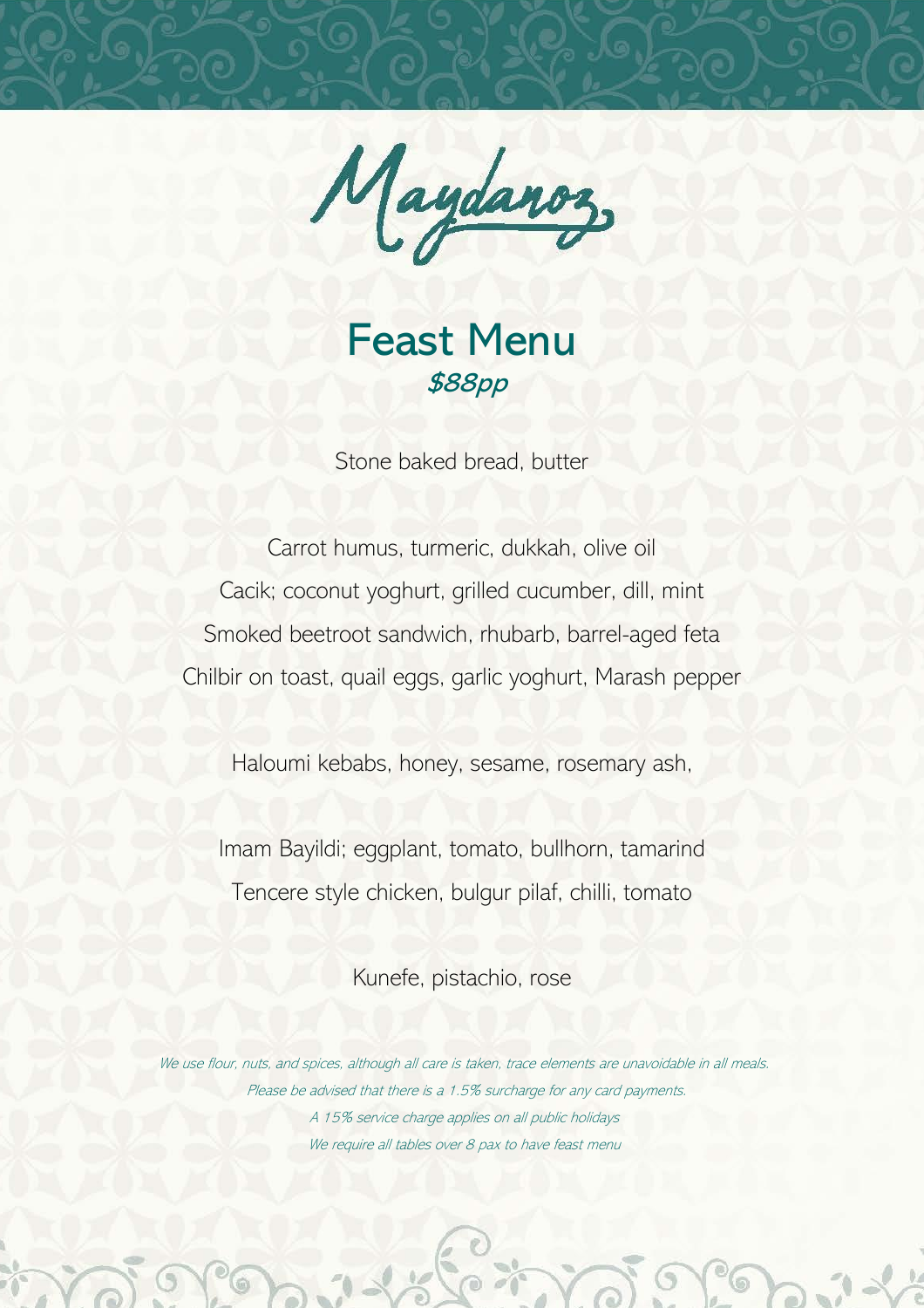# Maydanoz

## Feast Menu

*$88pp*

Stone baked bread, butter

Carrot humus, turmeric, dukkah, olive oil
Cacik; coconut yoghurt, grilled cucumber, dill, mint
Smoked beetroot sandwich, rhubarb, barrel-aged feta
Chilbir on toast, quail eggs, garlic yoghurt, Marash pepper

Haloumi kebabs, honey, sesame, rosemary ash,

Imam Bayildi; eggplant, tomato, bullhorn, tamarind
Tencere style chicken, bulgur pilaf, chilli, tomato

Kunefe, pistachio, rose

*We use flour, nuts, and spices, although all care is taken, trace elements are unavoidable in all meals.*
*Please be advised that there is a 1.5% surcharge for any card payments.*
*A 15% service charge applies on all public holidays*
*We require all tables over 8 pax to have feast menu*